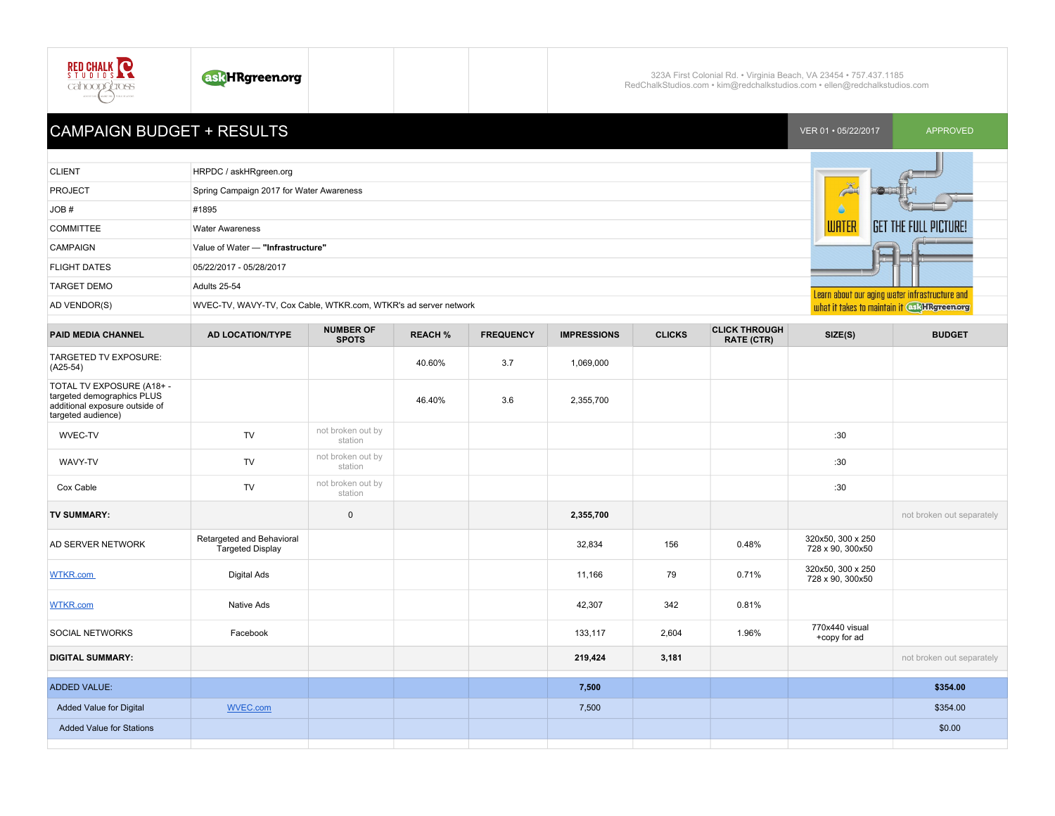RED CHALK STUDIOS cahoon&cross

askHRgreen.org

323A First Colonial Rd. • Virginia Beach, VA 23454 • 757.437.1185
RedChalkStudios.com • kim@redchalkstudios.com • ellen@redchalkstudios.com

# CAMPAIGN BUDGET + RESULTS

VER 01 • 05/22/2017 | APPROVED

| | |
|---|---|
| CLIENT | HRPDC / askHRgreen.org |
| PROJECT | Spring Campaign 2017 for Water Awareness |
| JOB # | #1895 |
| COMMITTEE | Water Awareness |
| CAMPAIGN | Value of Water — **"Infrastructure"** |
| FLIGHT DATES | 05/22/2017 - 05/28/2017 |
| TARGET DEMO | Adults 25-54 |
| AD VENDOR(S) | WVEC-TV, WAVY-TV, Cox Cable, WTKR.com, WTKR's ad server network |

WATER GET THE FULL PICTURE! Learn about our aging water infrastructure and what it takes to maintain it askHRgreen.org

| PAID MEDIA CHANNEL | AD LOCATION/TYPE | NUMBER OF SPOTS | REACH % | FREQUENCY | IMPRESSIONS | CLICKS | CLICK THROUGH RATE (CTR) | SIZE(S) | BUDGET |
|---|---|---|---|---|---|---|---|---|---|
| TARGETED TV EXPOSURE: (A25-54) | | | 40.60% | 3.7 | 1,069,000 | | | | |
| TOTAL TV EXPOSURE (A18+ - targeted demographics PLUS additional exposure outside of targeted audience) | | | 46.40% | 3.6 | 2,355,700 | | | | |
| WVEC-TV | TV | not broken out by station | | | | | | :30 | |
| WAVY-TV | TV | not broken out by station | | | | | | :30 | |
| Cox Cable | TV | not broken out by station | | | | | | :30 | |
| **TV SUMMARY:** | | 0 | | | **2,355,700** | | | | not broken out separately |
| AD SERVER NETWORK | Retargeted and Behavioral Targeted Display | | | | 32,834 | 156 | 0.48% | 320x50, 300 x 250 728 x 90, 300x50 | |
| WTKR.com | Digital Ads | | | | 11,166 | 79 | 0.71% | 320x50, 300 x 250 728 x 90, 300x50 | |
| WTKR.com | Native Ads | | | | 42,307 | 342 | 0.81% | | |
| SOCIAL NETWORKS | Facebook | | | | 133,117 | 2,604 | 1.96% | 770x440 visual +copy for ad | |
| **DIGITAL SUMMARY:** | | | | | **219,424** | **3,181** | | | not broken out separately |
| ADDED VALUE: | | | | | **7,500** | | | | **$354.00** |
| Added Value for Digital | WVEC.com | | | | 7,500 | | | | $354.00 |
| Added Value for Stations | | | | | | | | | $0.00 |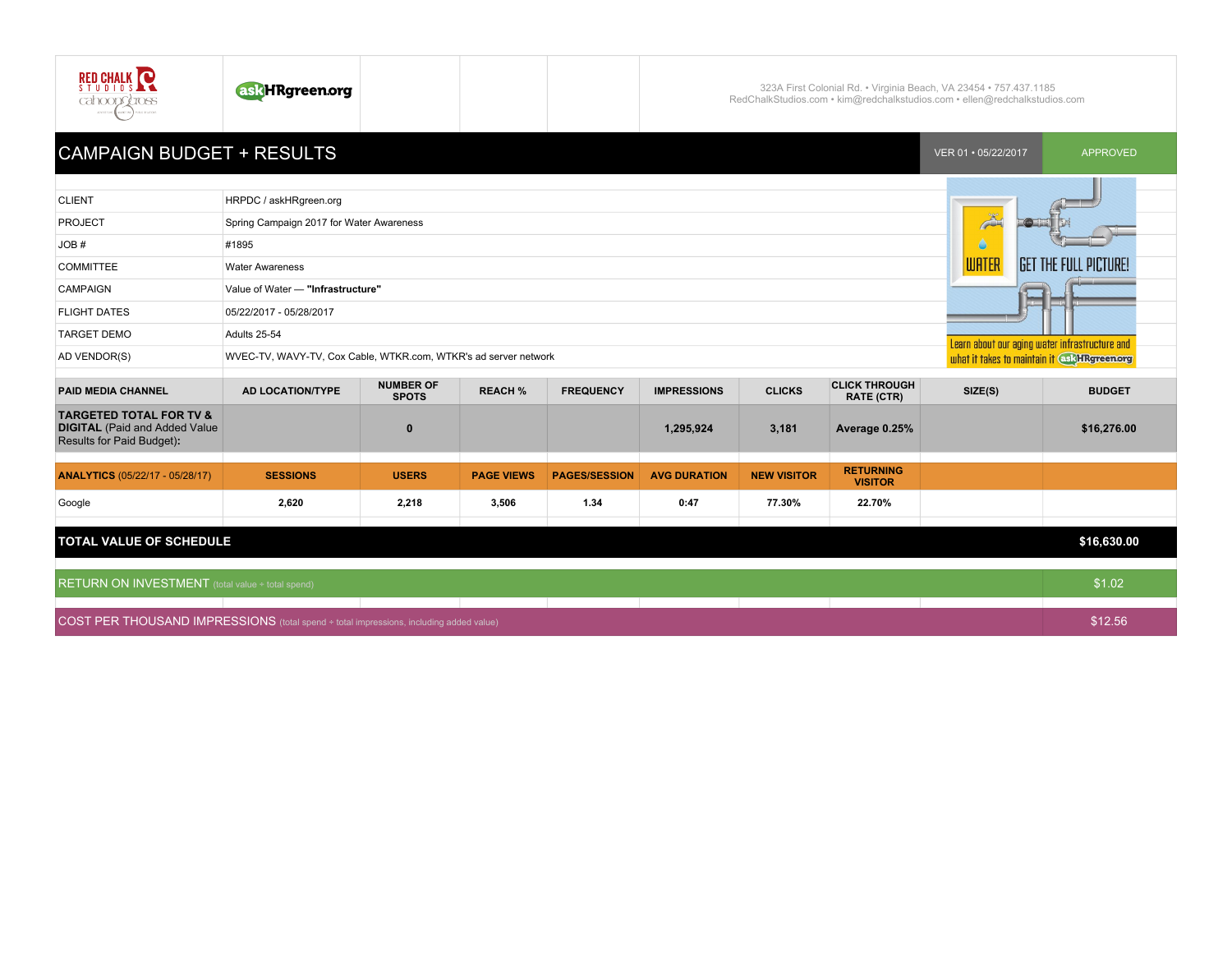RED CHALK STUDIOS cahoon&cross

askHRgreen.org

323A First Colonial Rd. • Virginia Beach, VA 23454 • 757.437.1185
RedChalkStudios.com • kim@redchalkstudios.com • ellen@redchalkstudios.com

# CAMPAIGN BUDGET + RESULTS

VER 01 • 05/22/2017 | APPROVED

| | |
|---|---|
| CLIENT | HRPDC / askHRgreen.org |
| PROJECT | Spring Campaign 2017 for Water Awareness |
| JOB # | #1895 |
| COMMITTEE | Water Awareness |
| CAMPAIGN | Value of Water — **"Infrastructure"** |
| FLIGHT DATES | 05/22/2017 - 05/28/2017 |
| TARGET DEMO | Adults 25-54 |
| AD VENDOR(S) | WVEC-TV, WAVY-TV, Cox Cable, WTKR.com, WTKR's ad server network |

WATER GET THE FULL PICTURE!
Learn about our aging water infrastructure and what it takes to maintain it askHRgreen.org

| PAID MEDIA CHANNEL | AD LOCATION/TYPE | NUMBER OF SPOTS | REACH % | FREQUENCY | IMPRESSIONS | CLICKS | CLICK THROUGH RATE (CTR) | SIZE(S) | BUDGET |
|---|---|---|---|---|---|---|---|---|---|
| **TARGETED TOTAL FOR TV & DIGITAL** (Paid and Added Value Results for Paid Budget): | | **0** | | | **1,295,924** | **3,181** | **Average 0.25%** | | **$16,276.00** |

| **ANALYTICS** (05/22/17 - 05/28/17) | SESSIONS | USERS | PAGE VIEWS | PAGES/SESSION | AVG DURATION | NEW VISITOR | RETURNING VISITOR |
|---|---|---|---|---|---|---|---|
| Google | **2,620** | **2,218** | **3,506** | **1.34** | **0:47** | **77.30%** | **22.70%** |

| | |
|---|---|
| **TOTAL VALUE OF SCHEDULE** | **$16,630.00** |
| RETURN ON INVESTMENT (total value ÷ total spend) | $1.02 |
| COST PER THOUSAND IMPRESSIONS (total spend ÷ total impressions, including added value) | $12.56 |